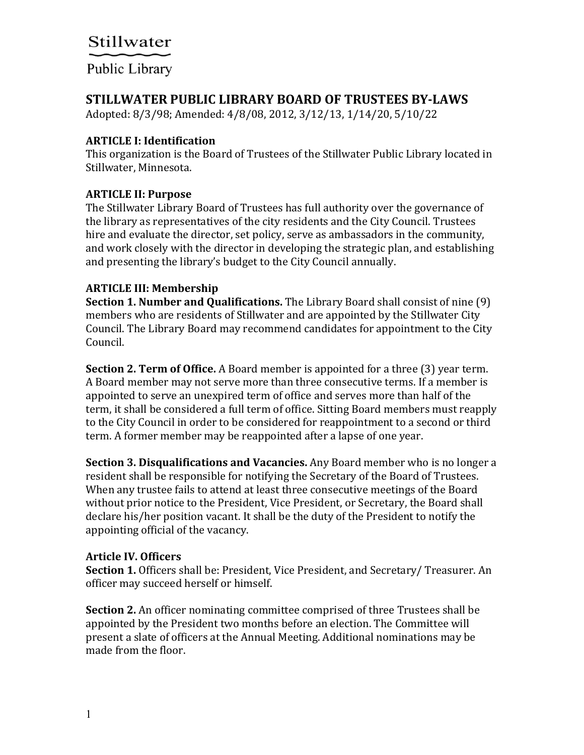Stillwater

Public Library

# STILLWATER PUBLIC LIBRARY BOARD OF TRUSTEES BY-LAWS

Adopted: 8/3/98; Amended: 4/8/08, 2012, 3/12/13, 1/14/20, 5/10/22

## ARTICLE I: Identification

This organization is the Board of Trustees of the Stillwater Public Library located in Stillwater, Minnesota.

## ARTICLE II: Purpose

The Stillwater Library Board of Trustees has full authority over the governance of the library as representatives of the city residents and the City Council. Trustees hire and evaluate the director, set policy, serve as ambassadors in the community, and work closely with the director in developing the strategic plan, and establishing and presenting the library's budget to the City Council annually.

## ARTICLE III: Membership

**Section 1. Number and Qualifications.** The Library Board shall consist of nine (9) members who are residents of Stillwater and are appointed by the Stillwater City Council. The Library Board may recommend candidates for appointment to the City Council.

**Section 2. Term of Office.** A Board member is appointed for a three (3) year term. A Board member may not serve more than three consecutive terms. If a member is appointed to serve an unexpired term of office and serves more than half of the term, it shall be considered a full term of office. Sitting Board members must reapply to the City Council in order to be considered for reappointment to a second or third term. A former member may be reappointed after a lapse of one year.

**Section 3. Disqualifications and Vacancies.** Any Board member who is no longer a resident shall be responsible for notifying the Secretary of the Board of Trustees. When any trustee fails to attend at least three consecutive meetings of the Board without prior notice to the President, Vice President, or Secretary, the Board shall declare his/her position vacant. It shall be the duty of the President to notify the appointing official of the vacancy.

## Article IV. Officers

**Section 1.** Officers shall be: President, Vice President, and Secretary/ Treasurer. An officer may succeed herself or himself.

**Section 2.** An officer nominating committee comprised of three Trustees shall be appointed by the President two months before an election. The Committee will present a slate of officers at the Annual Meeting. Additional nominations may be made from the floor.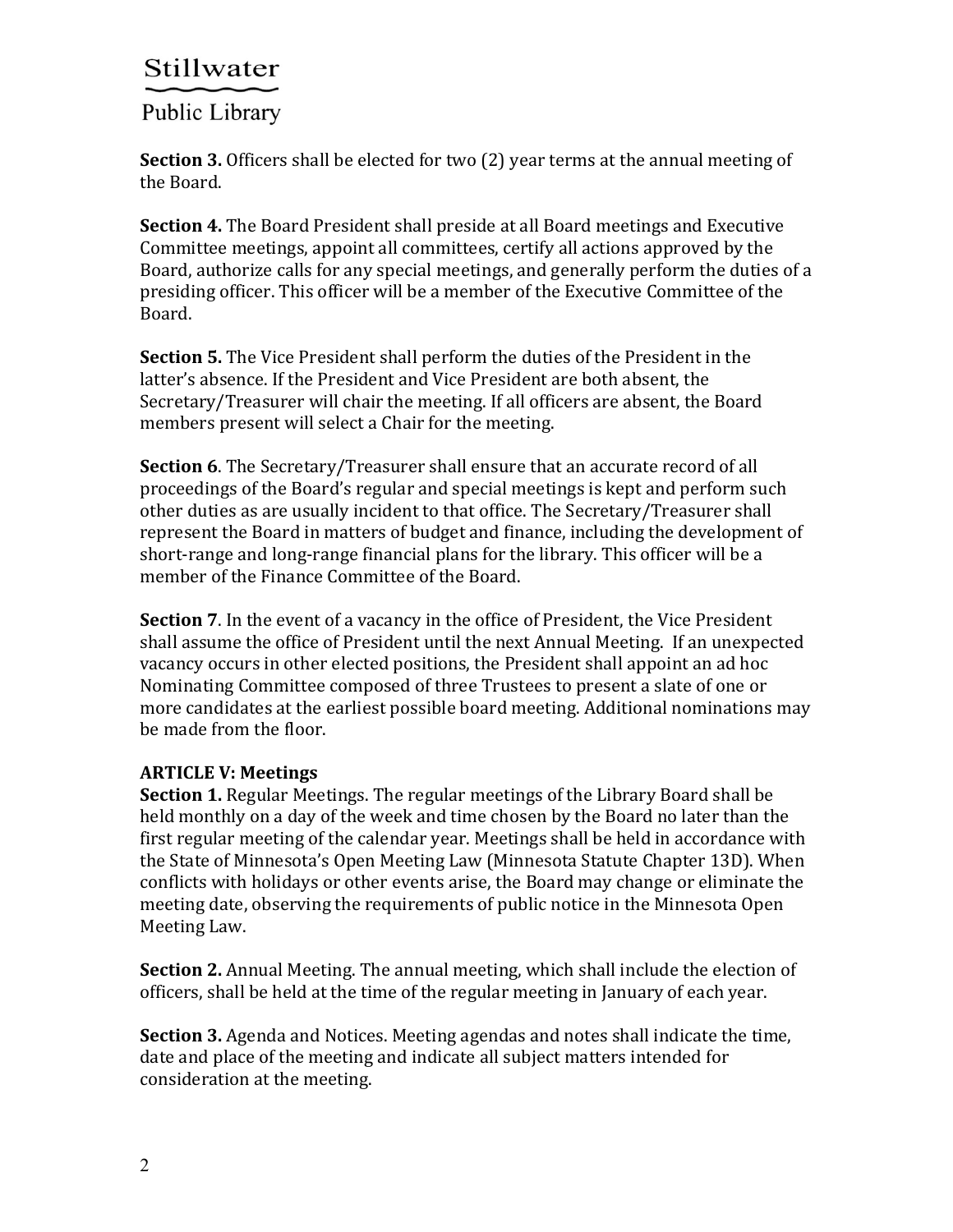**Section 3.** Officers shall be elected for two (2) year terms at the annual meeting of the Board.

**Section 4.** The Board President shall preside at all Board meetings and Executive Committee meetings, appoint all committees, certify all actions approved by the Board, authorize calls for any special meetings, and generally perform the duties of a presiding officer. This officer will be a member of the Executive Committee of the Board.

**Section 5.** The Vice President shall perform the duties of the President in the latter's absence. If the President and Vice President are both absent, the Secretary/Treasurer will chair the meeting. If all officers are absent, the Board members present will select a Chair for the meeting.

**Section 6**. The Secretary/Treasurer shall ensure that an accurate record of all proceedings of the Board's regular and special meetings is kept and perform such other duties as are usually incident to that office. The Secretary/Treasurer shall represent the Board in matters of budget and finance, including the development of short-range and long-range financial plans for the library. This officer will be a member of the Finance Committee of the Board.

**Section 7**. In the event of a vacancy in the office of President, the Vice President shall assume the office of President until the next Annual Meeting. If an unexpected vacancy occurs in other elected positions, the President shall appoint an ad hoc Nominating Committee composed of three Trustees to present a slate of one or more candidates at the earliest possible board meeting. Additional nominations may be made from the floor.

**ARTICLE V: Meetings**

**Section 1.** Regular Meetings. The regular meetings of the Library Board shall be held monthly on a day of the week and time chosen by the Board no later than the first regular meeting of the calendar year. Meetings shall be held in accordance with the State of Minnesota's Open Meeting Law (Minnesota Statute Chapter 13D). When conflicts with holidays or other events arise, the Board may change or eliminate the meeting date, observing the requirements of public notice in the Minnesota Open Meeting Law.

**Section 2.** Annual Meeting. The annual meeting, which shall include the election of officers, shall be held at the time of the regular meeting in January of each year.

**Section 3.** Agenda and Notices. Meeting agendas and notes shall indicate the time, date and place of the meeting and indicate all subject matters intended for consideration at the meeting.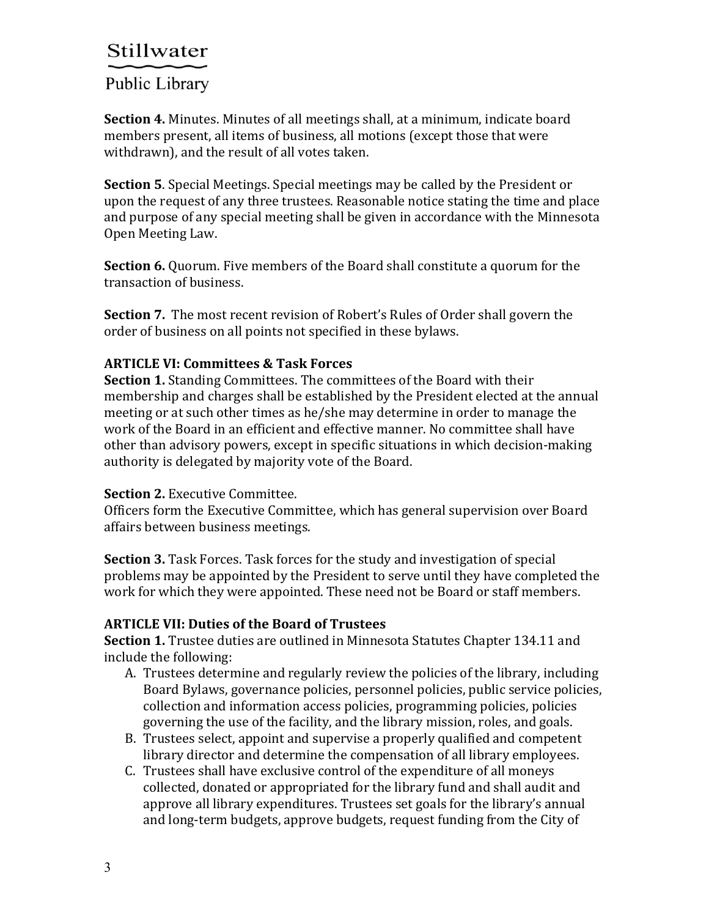**Section 4.** Minutes. Minutes of all meetings shall, at a minimum, indicate board members present, all items of business, all motions (except those that were withdrawn), and the result of all votes taken.

**Section 5**. Special Meetings. Special meetings may be called by the President or upon the request of any three trustees. Reasonable notice stating the time and place and purpose of any special meeting shall be given in accordance with the Minnesota Open Meeting Law.

**Section 6.** Quorum. Five members of the Board shall constitute a quorum for the transaction of business.

**Section 7.** The most recent revision of Robert's Rules of Order shall govern the order of business on all points not specified in these bylaws.

### ARTICLE VI: Committees & Task Forces

**Section 1.** Standing Committees. The committees of the Board with their membership and charges shall be established by the President elected at the annual meeting or at such other times as he/she may determine in order to manage the work of the Board in an efficient and effective manner. No committee shall have other than advisory powers, except in specific situations in which decision-making authority is delegated by majority vote of the Board.

**Section 2.** Executive Committee.
Officers form the Executive Committee, which has general supervision over Board affairs between business meetings.

**Section 3.** Task Forces. Task forces for the study and investigation of special problems may be appointed by the President to serve until they have completed the work for which they were appointed. These need not be Board or staff members.

### ARTICLE VII: Duties of the Board of Trustees

**Section 1.** Trustee duties are outlined in Minnesota Statutes Chapter 134.11 and include the following:

A. Trustees determine and regularly review the policies of the library, including Board Bylaws, governance policies, personnel policies, public service policies, collection and information access policies, programming policies, policies governing the use of the facility, and the library mission, roles, and goals.
B. Trustees select, appoint and supervise a properly qualified and competent library director and determine the compensation of all library employees.
C. Trustees shall have exclusive control of the expenditure of all moneys collected, donated or appropriated for the library fund and shall audit and approve all library expenditures. Trustees set goals for the library's annual and long-term budgets, approve budgets, request funding from the City of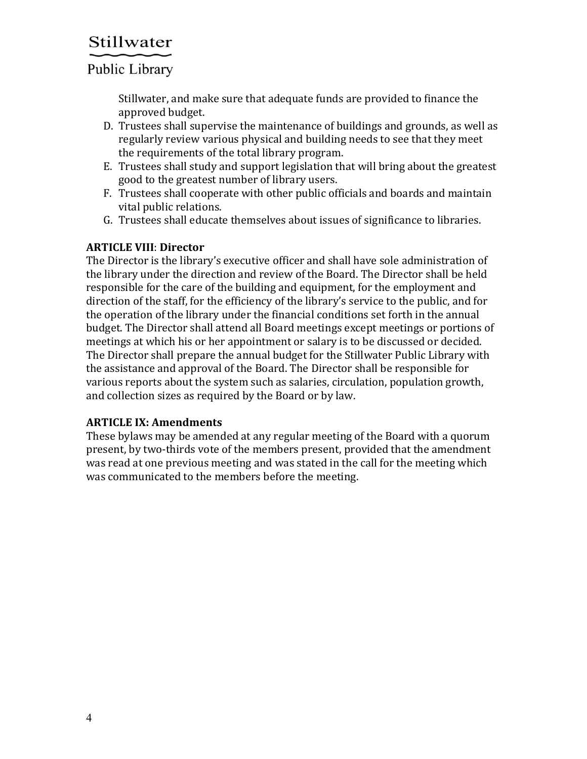Stillwater, and make sure that adequate funds are provided to finance the approved budget.

D. Trustees shall supervise the maintenance of buildings and grounds, as well as regularly review various physical and building needs to see that they meet the requirements of the total library program.
E. Trustees shall study and support legislation that will bring about the greatest good to the greatest number of library users.
F. Trustees shall cooperate with other public officials and boards and maintain vital public relations.
G. Trustees shall educate themselves about issues of significance to libraries.

**ARTICLE VIII**: **Director**

The Director is the library's executive officer and shall have sole administration of the library under the direction and review of the Board. The Director shall be held responsible for the care of the building and equipment, for the employment and direction of the staff, for the efficiency of the library's service to the public, and for the operation of the library under the financial conditions set forth in the annual budget. The Director shall attend all Board meetings except meetings or portions of meetings at which his or her appointment or salary is to be discussed or decided. The Director shall prepare the annual budget for the Stillwater Public Library with the assistance and approval of the Board. The Director shall be responsible for various reports about the system such as salaries, circulation, population growth, and collection sizes as required by the Board or by law.

**ARTICLE IX: Amendments**

These bylaws may be amended at any regular meeting of the Board with a quorum present, by two-thirds vote of the members present, provided that the amendment was read at one previous meeting and was stated in the call for the meeting which was communicated to the members before the meeting.